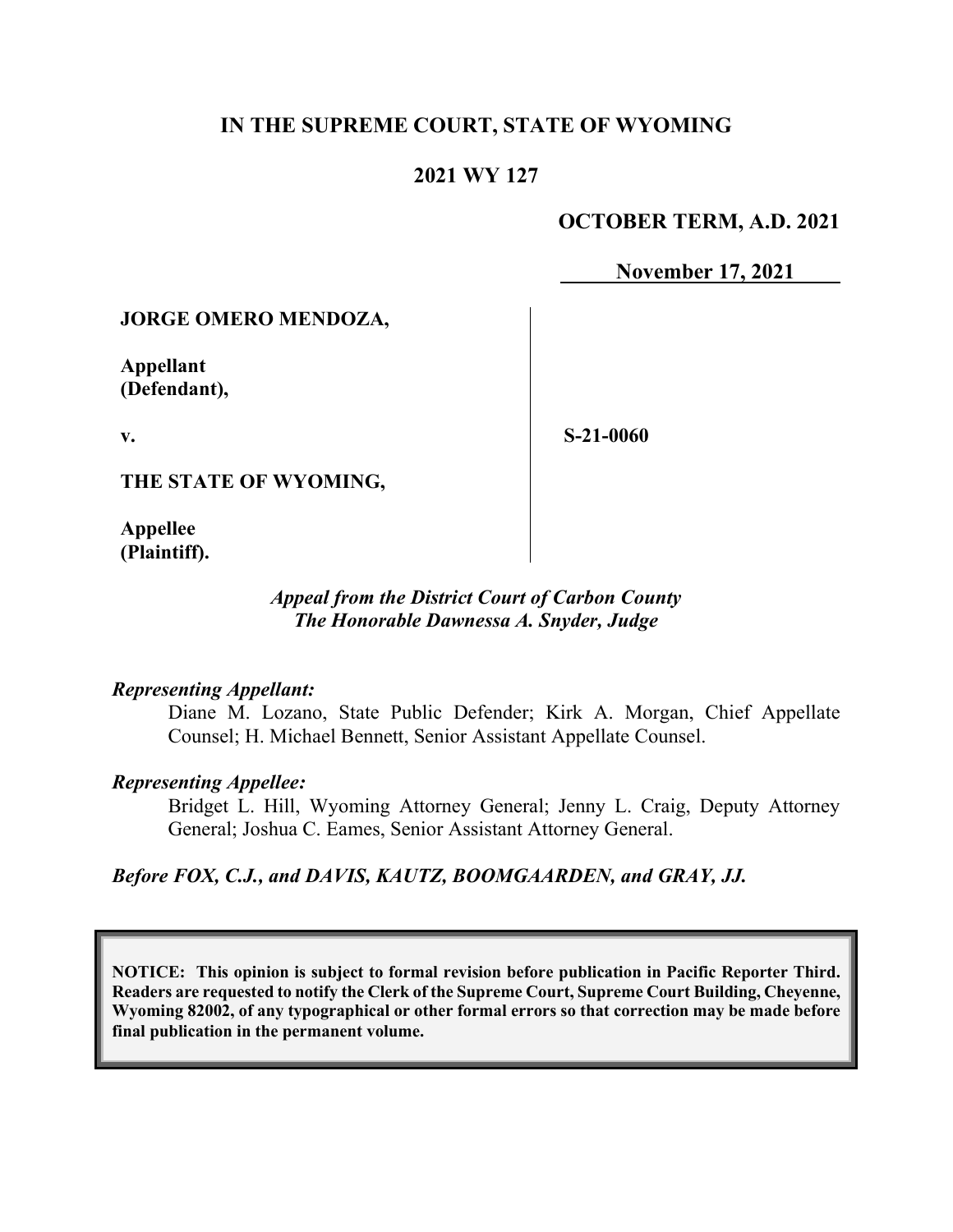**IN THE SUPREME COURT, STATE OF WYOMING**

**2021 WY 127**

**OCTOBER TERM, A.D. 2021**

**November 17, 2021**

**JORGE OMERO MENDOZA,**

**Appellant (Defendant),**

**v.**

**THE STATE OF WYOMING,**

**Appellee (Plaintiff).**

**S-21-0060**

***Appeal from the District Court of Carbon County***
***The Honorable Dawnessa A. Snyder, Judge***

***Representing Appellant:***

Diane M. Lozano, State Public Defender; Kirk A. Morgan, Chief Appellate Counsel; H. Michael Bennett, Senior Assistant Appellate Counsel.

***Representing Appellee:***

Bridget L. Hill, Wyoming Attorney General; Jenny L. Craig, Deputy Attorney General; Joshua C. Eames, Senior Assistant Attorney General.

***Before FOX, C.J., and DAVIS, KAUTZ, BOOMGAARDEN, and GRAY, JJ.***

**NOTICE: This opinion is subject to formal revision before publication in Pacific Reporter Third. Readers are requested to notify the Clerk of the Supreme Court, Supreme Court Building, Cheyenne, Wyoming 82002, of any typographical or other formal errors so that correction may be made before final publication in the permanent volume.**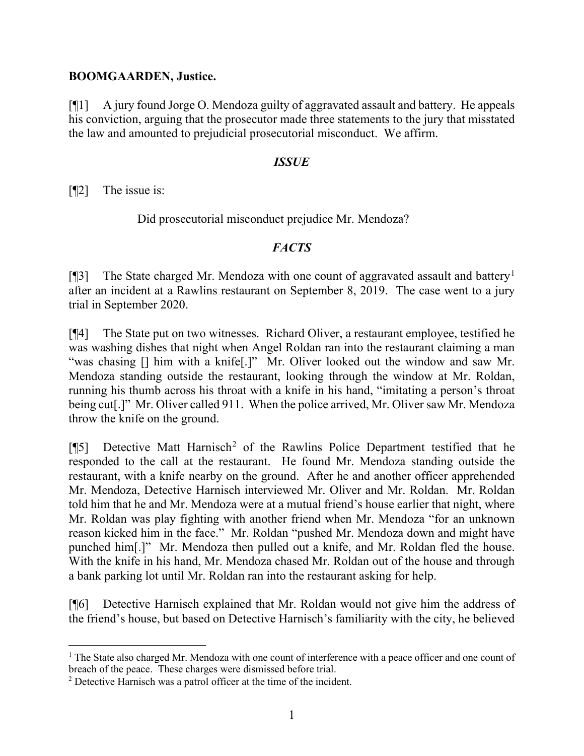**BOOMGAARDEN, Justice.**

[¶1] A jury found Jorge O. Mendoza guilty of aggravated assault and battery. He appeals his conviction, arguing that the prosecutor made three statements to the jury that misstated the law and amounted to prejudicial prosecutorial misconduct. We affirm.

### *ISSUE*

[¶2] The issue is:

> Did prosecutorial misconduct prejudice Mr. Mendoza?

### *FACTS*

[¶3] The State charged Mr. Mendoza with one count of aggravated assault and battery[1] after an incident at a Rawlins restaurant on September 8, 2019. The case went to a jury trial in September 2020.

[¶4] The State put on two witnesses. Richard Oliver, a restaurant employee, testified he was washing dishes that night when Angel Roldan ran into the restaurant claiming a man "was chasing [] him with a knife[.]" Mr. Oliver looked out the window and saw Mr. Mendoza standing outside the restaurant, looking through the window at Mr. Roldan, running his thumb across his throat with a knife in his hand, "imitating a person's throat being cut[.]" Mr. Oliver called 911. When the police arrived, Mr. Oliver saw Mr. Mendoza throw the knife on the ground.

[¶5] Detective Matt Harnisch[2] of the Rawlins Police Department testified that he responded to the call at the restaurant. He found Mr. Mendoza standing outside the restaurant, with a knife nearby on the ground. After he and another officer apprehended Mr. Mendoza, Detective Harnisch interviewed Mr. Oliver and Mr. Roldan. Mr. Roldan told him that he and Mr. Mendoza were at a mutual friend's house earlier that night, where Mr. Roldan was play fighting with another friend when Mr. Mendoza "for an unknown reason kicked him in the face." Mr. Roldan "pushed Mr. Mendoza down and might have punched him[.]" Mr. Mendoza then pulled out a knife, and Mr. Roldan fled the house. With the knife in his hand, Mr. Mendoza chased Mr. Roldan out of the house and through a bank parking lot until Mr. Roldan ran into the restaurant asking for help.

[¶6] Detective Harnisch explained that Mr. Roldan would not give him the address of the friend's house, but based on Detective Harnisch's familiarity with the city, he believed

---

[1] The State also charged Mr. Mendoza with one count of interference with a peace officer and one count of breach of the peace. These charges were dismissed before trial.

[2] Detective Harnisch was a patrol officer at the time of the incident.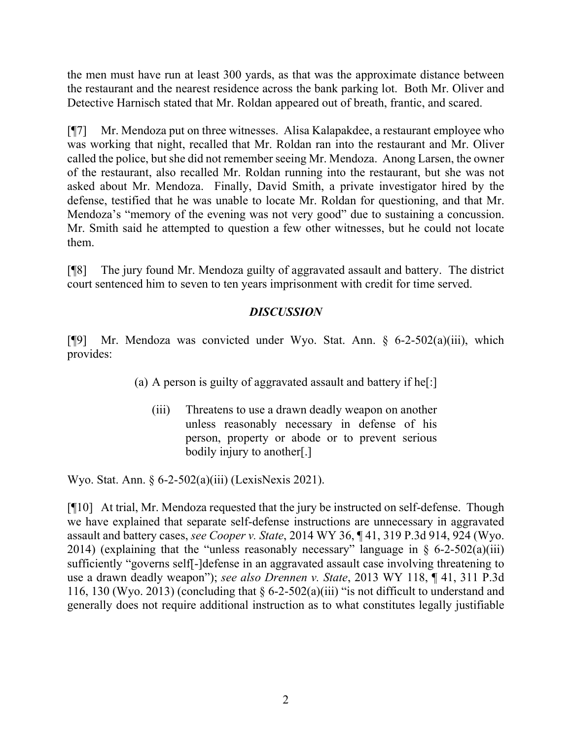the men must have run at least 300 yards, as that was the approximate distance between the restaurant and the nearest residence across the bank parking lot. Both Mr. Oliver and Detective Harnisch stated that Mr. Roldan appeared out of breath, frantic, and scared.

[¶7] Mr. Mendoza put on three witnesses. Alisa Kalapakdee, a restaurant employee who was working that night, recalled that Mr. Roldan ran into the restaurant and Mr. Oliver called the police, but she did not remember seeing Mr. Mendoza. Anong Larsen, the owner of the restaurant, also recalled Mr. Roldan running into the restaurant, but she was not asked about Mr. Mendoza. Finally, David Smith, a private investigator hired by the defense, testified that he was unable to locate Mr. Roldan for questioning, and that Mr. Mendoza's "memory of the evening was not very good" due to sustaining a concussion. Mr. Smith said he attempted to question a few other witnesses, but he could not locate them.

[¶8] The jury found Mr. Mendoza guilty of aggravated assault and battery. The district court sentenced him to seven to ten years imprisonment with credit for time served.

## *DISCUSSION*

[¶9] Mr. Mendoza was convicted under Wyo. Stat. Ann. § 6-2-502(a)(iii), which provides:

> (a) A person is guilty of aggravated assault and battery if he[:]
>
> (iii) Threatens to use a drawn deadly weapon on another unless reasonably necessary in defense of his person, property or abode or to prevent serious bodily injury to another[.]

Wyo. Stat. Ann. § 6-2-502(a)(iii) (LexisNexis 2021).

[¶10] At trial, Mr. Mendoza requested that the jury be instructed on self-defense. Though we have explained that separate self-defense instructions are unnecessary in aggravated assault and battery cases, *see Cooper v. State*, 2014 WY 36, ¶ 41, 319 P.3d 914, 924 (Wyo. 2014) (explaining that the "unless reasonably necessary" language in § 6-2-502(a)(iii) sufficiently "governs self[-]defense in an aggravated assault case involving threatening to use a drawn deadly weapon"); *see also Drennen v. State*, 2013 WY 118, ¶ 41, 311 P.3d 116, 130 (Wyo. 2013) (concluding that § 6-2-502(a)(iii) "is not difficult to understand and generally does not require additional instruction as to what constitutes legally justifiable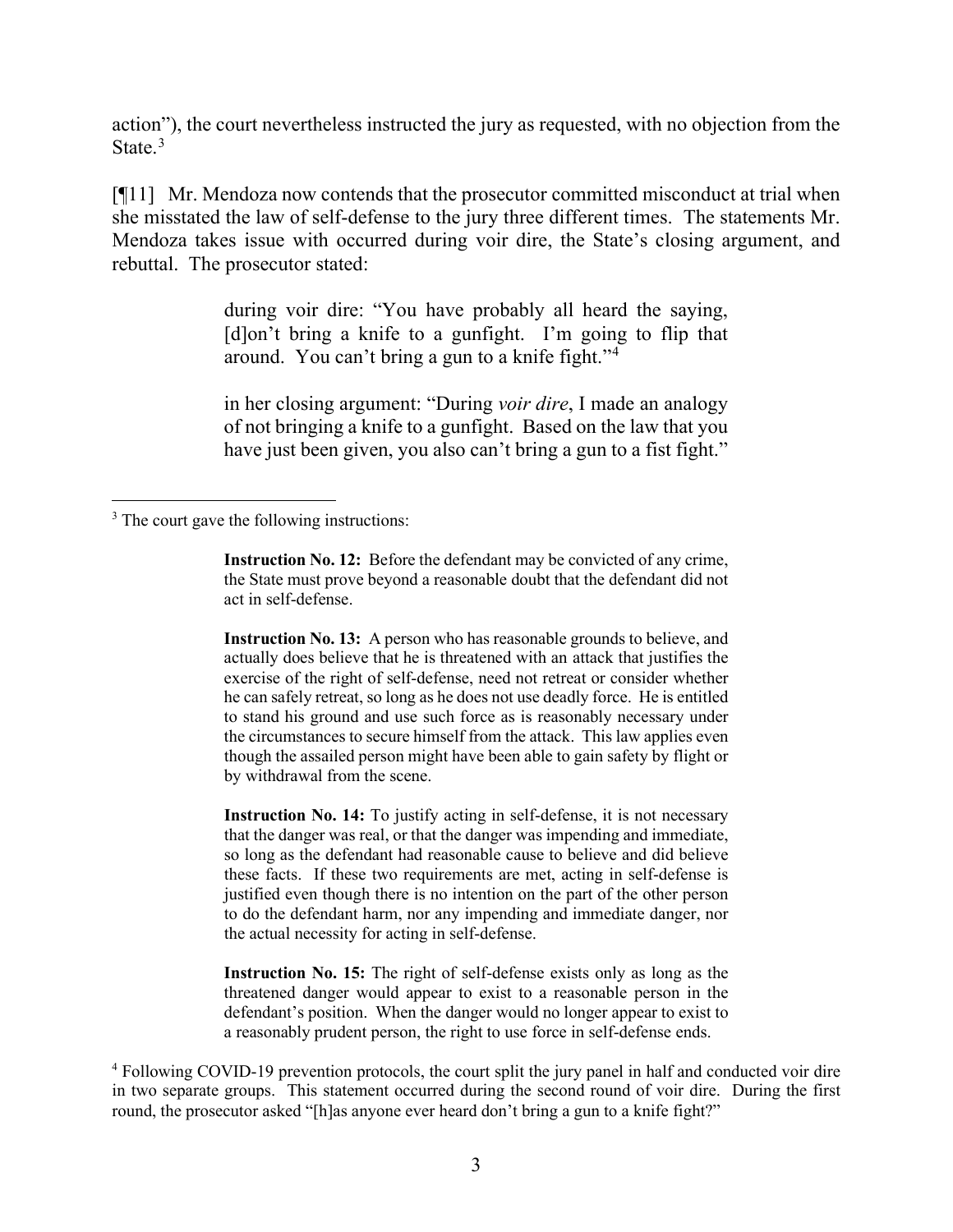action"), the court nevertheless instructed the jury as requested, with no objection from the State.[3]

[¶11] Mr. Mendoza now contends that the prosecutor committed misconduct at trial when she misstated the law of self-defense to the jury three different times. The statements Mr. Mendoza takes issue with occurred during voir dire, the State's closing argument, and rebuttal. The prosecutor stated:

> during voir dire: "You have probably all heard the saying, [d]on't bring a knife to a gunfight. I'm going to flip that around. You can't bring a gun to a knife fight."[4]
>
> in her closing argument: "During *voir dire*, I made an analogy of not bringing a knife to a gunfight. Based on the law that you have just been given, you also can't bring a gun to a fist fight."

---

[3] The court gave the following instructions:

> **Instruction No. 12:** Before the defendant may be convicted of any crime, the State must prove beyond a reasonable doubt that the defendant did not act in self-defense.
>
> **Instruction No. 13:** A person who has reasonable grounds to believe, and actually does believe that he is threatened with an attack that justifies the exercise of the right of self-defense, need not retreat or consider whether he can safely retreat, so long as he does not use deadly force. He is entitled to stand his ground and use such force as is reasonably necessary under the circumstances to secure himself from the attack. This law applies even though the assailed person might have been able to gain safety by flight or by withdrawal from the scene.
>
> **Instruction No. 14:** To justify acting in self-defense, it is not necessary that the danger was real, or that the danger was impending and immediate, so long as the defendant had reasonable cause to believe and did believe these facts. If these two requirements are met, acting in self-defense is justified even though there is no intention on the part of the other person to do the defendant harm, nor any impending and immediate danger, nor the actual necessity for acting in self-defense.
>
> **Instruction No. 15:** The right of self-defense exists only as long as the threatened danger would appear to exist to a reasonable person in the defendant's position. When the danger would no longer appear to exist to a reasonably prudent person, the right to use force in self-defense ends.

[4] Following COVID-19 prevention protocols, the court split the jury panel in half and conducted voir dire in two separate groups. This statement occurred during the second round of voir dire. During the first round, the prosecutor asked "[h]as anyone ever heard don't bring a gun to a knife fight?"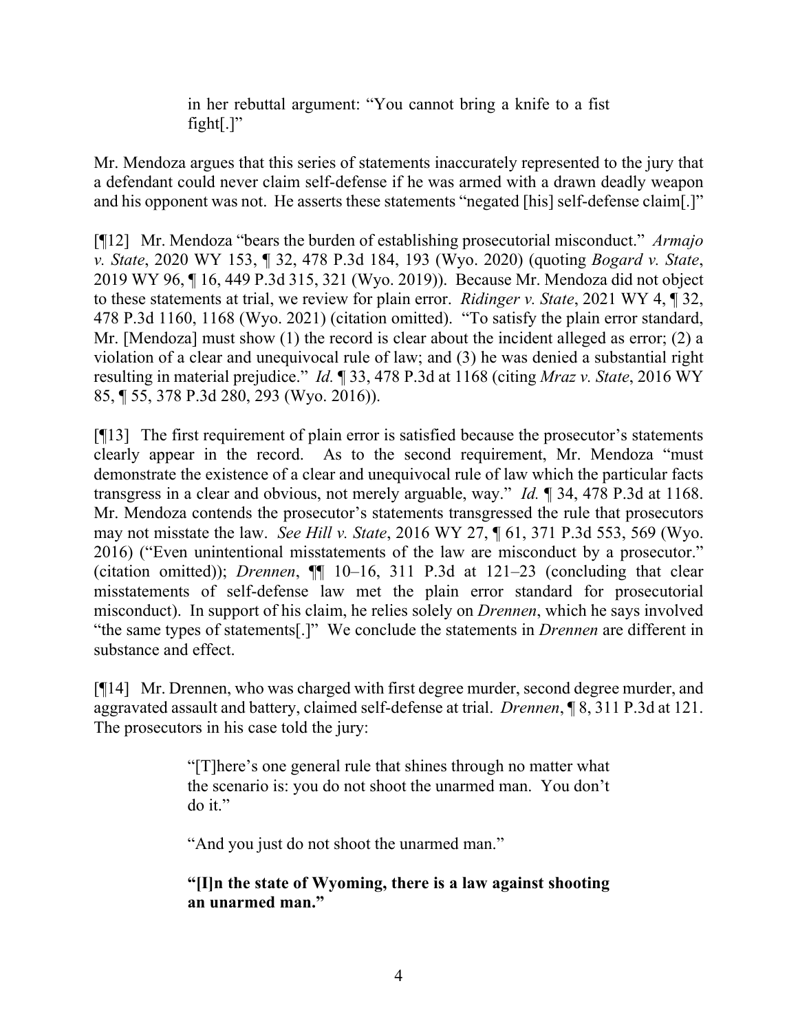> in her rebuttal argument: "You cannot bring a knife to a fist fight[.]"

Mr. Mendoza argues that this series of statements inaccurately represented to the jury that a defendant could never claim self-defense if he was armed with a drawn deadly weapon and his opponent was not. He asserts these statements "negated [his] self-defense claim[.]"

[¶12] Mr. Mendoza "bears the burden of establishing prosecutorial misconduct." *Armajo v. State*, 2020 WY 153, ¶ 32, 478 P.3d 184, 193 (Wyo. 2020) (quoting *Bogard v. State*, 2019 WY 96, ¶ 16, 449 P.3d 315, 321 (Wyo. 2019)). Because Mr. Mendoza did not object to these statements at trial, we review for plain error. *Ridinger v. State*, 2021 WY 4, ¶ 32, 478 P.3d 1160, 1168 (Wyo. 2021) (citation omitted). "To satisfy the plain error standard, Mr. [Mendoza] must show (1) the record is clear about the incident alleged as error; (2) a violation of a clear and unequivocal rule of law; and (3) he was denied a substantial right resulting in material prejudice." *Id.* ¶ 33, 478 P.3d at 1168 (citing *Mraz v. State*, 2016 WY 85, ¶ 55, 378 P.3d 280, 293 (Wyo. 2016)).

[¶13] The first requirement of plain error is satisfied because the prosecutor's statements clearly appear in the record. As to the second requirement, Mr. Mendoza "must demonstrate the existence of a clear and unequivocal rule of law which the particular facts transgress in a clear and obvious, not merely arguable, way." *Id.* ¶ 34, 478 P.3d at 1168. Mr. Mendoza contends the prosecutor's statements transgressed the rule that prosecutors may not misstate the law. *See Hill v. State*, 2016 WY 27, ¶ 61, 371 P.3d 553, 569 (Wyo. 2016) ("Even unintentional misstatements of the law are misconduct by a prosecutor." (citation omitted)); *Drennen*, ¶¶ 10–16, 311 P.3d at 121–23 (concluding that clear misstatements of self-defense law met the plain error standard for prosecutorial misconduct). In support of his claim, he relies solely on *Drennen*, which he says involved "the same types of statements[.]" We conclude the statements in *Drennen* are different in substance and effect.

[¶14] Mr. Drennen, who was charged with first degree murder, second degree murder, and aggravated assault and battery, claimed self-defense at trial. *Drennen*, ¶ 8, 311 P.3d at 121. The prosecutors in his case told the jury:

> "[T]here's one general rule that shines through no matter what the scenario is: you do not shoot the unarmed man. You don't do it."
>
> "And you just do not shoot the unarmed man."
>
> **"[I]n the state of Wyoming, there is a law against shooting an unarmed man."**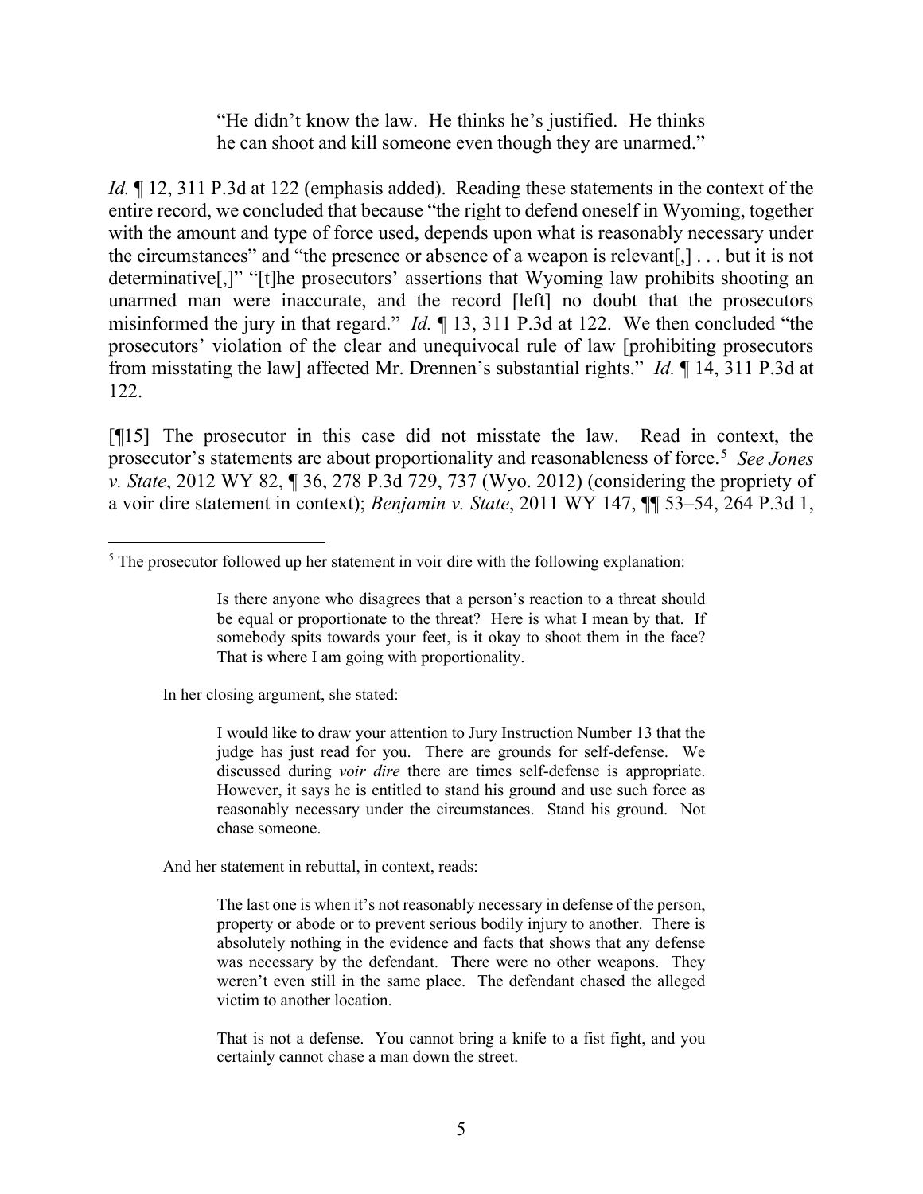> "He didn't know the law. He thinks he's justified. He thinks he can shoot and kill someone even though they are unarmed."

*Id.* ¶ 12, 311 P.3d at 122 (emphasis added). Reading these statements in the context of the entire record, we concluded that because "the right to defend oneself in Wyoming, together with the amount and type of force used, depends upon what is reasonably necessary under the circumstances" and "the presence or absence of a weapon is relevant[,] . . . but it is not determinative[,]" "[t]he prosecutors' assertions that Wyoming law prohibits shooting an unarmed man were inaccurate, and the record [left] no doubt that the prosecutors misinformed the jury in that regard." *Id.* ¶ 13, 311 P.3d at 122. We then concluded "the prosecutors' violation of the clear and unequivocal rule of law [prohibiting prosecutors from misstating the law] affected Mr. Drennen's substantial rights." *Id.* ¶ 14, 311 P.3d at 122.

[¶15] The prosecutor in this case did not misstate the law. Read in context, the prosecutor's statements are about proportionality and reasonableness of force.[5] *See Jones v. State*, 2012 WY 82, ¶ 36, 278 P.3d 729, 737 (Wyo. 2012) (considering the propriety of a voir dire statement in context); *Benjamin v. State*, 2011 WY 147, ¶¶ 53–54, 264 P.3d 1,

---

[5] The prosecutor followed up her statement in voir dire with the following explanation:

> Is there anyone who disagrees that a person's reaction to a threat should be equal or proportionate to the threat? Here is what I mean by that. If somebody spits towards your feet, is it okay to shoot them in the face? That is where I am going with proportionality.

In her closing argument, she stated:

> I would like to draw your attention to Jury Instruction Number 13 that the judge has just read for you. There are grounds for self-defense. We discussed during *voir dire* there are times self-defense is appropriate. However, it says he is entitled to stand his ground and use such force as reasonably necessary under the circumstances. Stand his ground. Not chase someone.

And her statement in rebuttal, in context, reads:

> The last one is when it's not reasonably necessary in defense of the person, property or abode or to prevent serious bodily injury to another. There is absolutely nothing in the evidence and facts that shows that any defense was necessary by the defendant. There were no other weapons. They weren't even still in the same place. The defendant chased the alleged victim to another location.
>
> That is not a defense. You cannot bring a knife to a fist fight, and you certainly cannot chase a man down the street.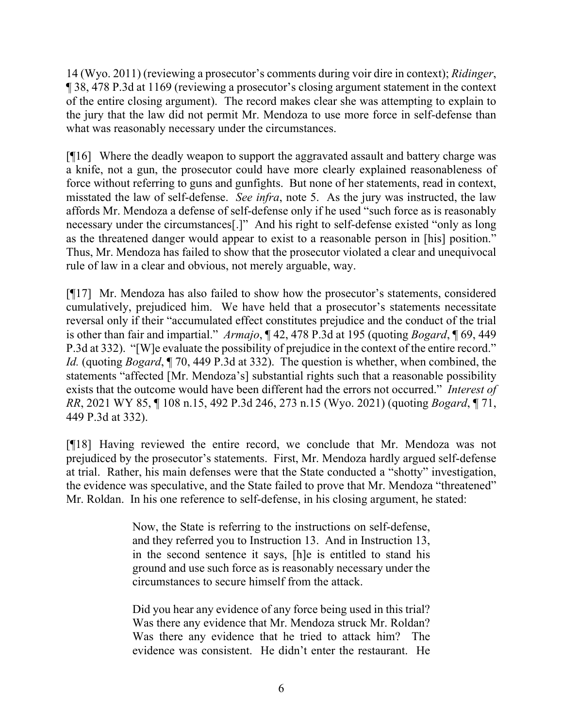14 (Wyo. 2011) (reviewing a prosecutor's comments during voir dire in context); *Ridinger*, ¶ 38, 478 P.3d at 1169 (reviewing a prosecutor's closing argument statement in the context of the entire closing argument). The record makes clear she was attempting to explain to the jury that the law did not permit Mr. Mendoza to use more force in self-defense than what was reasonably necessary under the circumstances.

[¶16] Where the deadly weapon to support the aggravated assault and battery charge was a knife, not a gun, the prosecutor could have more clearly explained reasonableness of force without referring to guns and gunfights. But none of her statements, read in context, misstated the law of self-defense. *See infra*, note 5. As the jury was instructed, the law affords Mr. Mendoza a defense of self-defense only if he used "such force as is reasonably necessary under the circumstances[.]" And his right to self-defense existed "only as long as the threatened danger would appear to exist to a reasonable person in [his] position." Thus, Mr. Mendoza has failed to show that the prosecutor violated a clear and unequivocal rule of law in a clear and obvious, not merely arguable, way.

[¶17] Mr. Mendoza has also failed to show how the prosecutor's statements, considered cumulatively, prejudiced him. We have held that a prosecutor's statements necessitate reversal only if their "accumulated effect constitutes prejudice and the conduct of the trial is other than fair and impartial." *Armajo*, ¶ 42, 478 P.3d at 195 (quoting *Bogard*, ¶ 69, 449 P.3d at 332). "[W]e evaluate the possibility of prejudice in the context of the entire record." *Id.* (quoting *Bogard*, ¶ 70, 449 P.3d at 332). The question is whether, when combined, the statements "affected [Mr. Mendoza's] substantial rights such that a reasonable possibility exists that the outcome would have been different had the errors not occurred." *Interest of RR*, 2021 WY 85, ¶ 108 n.15, 492 P.3d 246, 273 n.15 (Wyo. 2021) (quoting *Bogard*, ¶ 71, 449 P.3d at 332).

[¶18] Having reviewed the entire record, we conclude that Mr. Mendoza was not prejudiced by the prosecutor's statements. First, Mr. Mendoza hardly argued self-defense at trial. Rather, his main defenses were that the State conducted a "shotty" investigation, the evidence was speculative, and the State failed to prove that Mr. Mendoza "threatened" Mr. Roldan. In his one reference to self-defense, in his closing argument, he stated:

> Now, the State is referring to the instructions on self-defense, and they referred you to Instruction 13. And in Instruction 13, in the second sentence it says, [h]e is entitled to stand his ground and use such force as is reasonably necessary under the circumstances to secure himself from the attack.
>
> Did you hear any evidence of any force being used in this trial? Was there any evidence that Mr. Mendoza struck Mr. Roldan? Was there any evidence that he tried to attack him? The evidence was consistent. He didn't enter the restaurant. He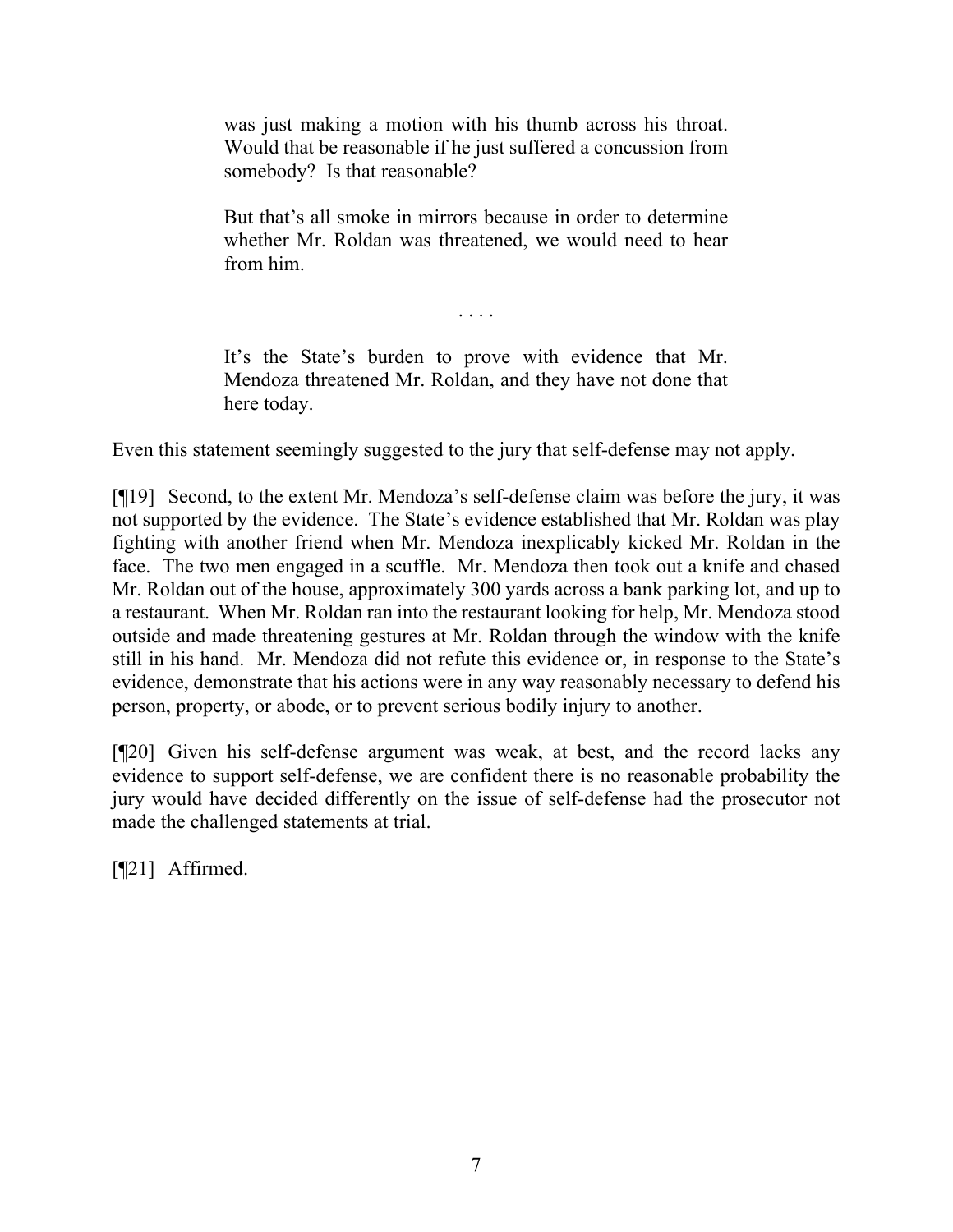> was just making a motion with his thumb across his throat. Would that be reasonable if he just suffered a concussion from somebody? Is that reasonable?
>
> But that's all smoke in mirrors because in order to determine whether Mr. Roldan was threatened, we would need to hear from him.
>
> . . . .
>
> It's the State's burden to prove with evidence that Mr. Mendoza threatened Mr. Roldan, and they have not done that here today.

Even this statement seemingly suggested to the jury that self-defense may not apply.

[¶19] Second, to the extent Mr. Mendoza's self-defense claim was before the jury, it was not supported by the evidence. The State's evidence established that Mr. Roldan was play fighting with another friend when Mr. Mendoza inexplicably kicked Mr. Roldan in the face. The two men engaged in a scuffle. Mr. Mendoza then took out a knife and chased Mr. Roldan out of the house, approximately 300 yards across a bank parking lot, and up to a restaurant. When Mr. Roldan ran into the restaurant looking for help, Mr. Mendoza stood outside and made threatening gestures at Mr. Roldan through the window with the knife still in his hand. Mr. Mendoza did not refute this evidence or, in response to the State's evidence, demonstrate that his actions were in any way reasonably necessary to defend his person, property, or abode, or to prevent serious bodily injury to another.

[¶20] Given his self-defense argument was weak, at best, and the record lacks any evidence to support self-defense, we are confident there is no reasonable probability the jury would have decided differently on the issue of self-defense had the prosecutor not made the challenged statements at trial.

[¶21] Affirmed.